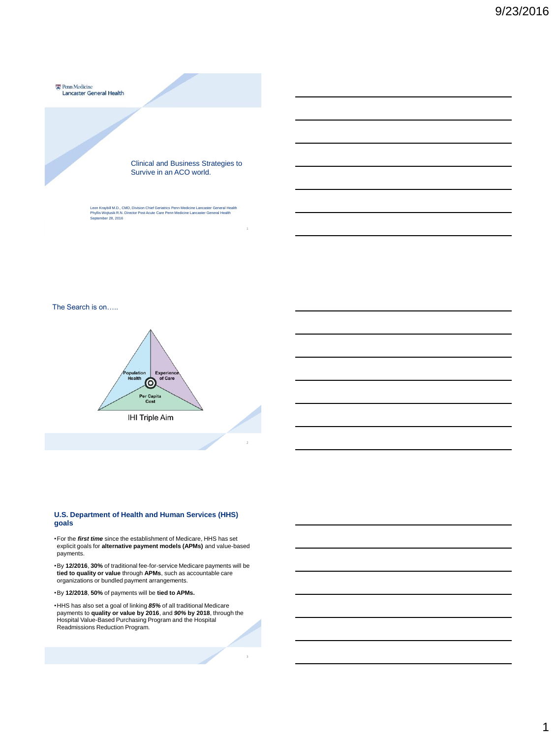Penn Medicine
Lancaster General Health

# Clinical and Business Strategies to Survive in an ACO world.

Leon Kraybill M.D., CMD, Division Chief Geriatrics Penn Medicine Lancaster General Health
Phyllis Wojtusik R.N. Director Post Acute Care Penn Medicine Lancaster General Health
September 28, 2016

## The Search is on…..

Population Health | Experience of Care | Per Capita Cost

IHI Triple Aim

## U.S. Department of Health and Human Services (HHS) goals

- For the ***first time*** since the establishment of Medicare, HHS has set explicit goals for **alternative payment models (APMs)** and value-based payments.
- By **12/2016**, **30%** of traditional fee-for-service Medicare payments will be **tied to quality or value** through **APMs**, such as accountable care organizations or bundled payment arrangements.
- By **12/2018**, **50%** of payments will be **tied to APMs.**
- HHS has also set a goal of linking ***85%*** of all traditional Medicare payments to **quality or value by 2016**, and ***90%*** **by 2018**, through the Hospital Value-Based Purchasing Program and the Hospital Readmissions Reduction Program.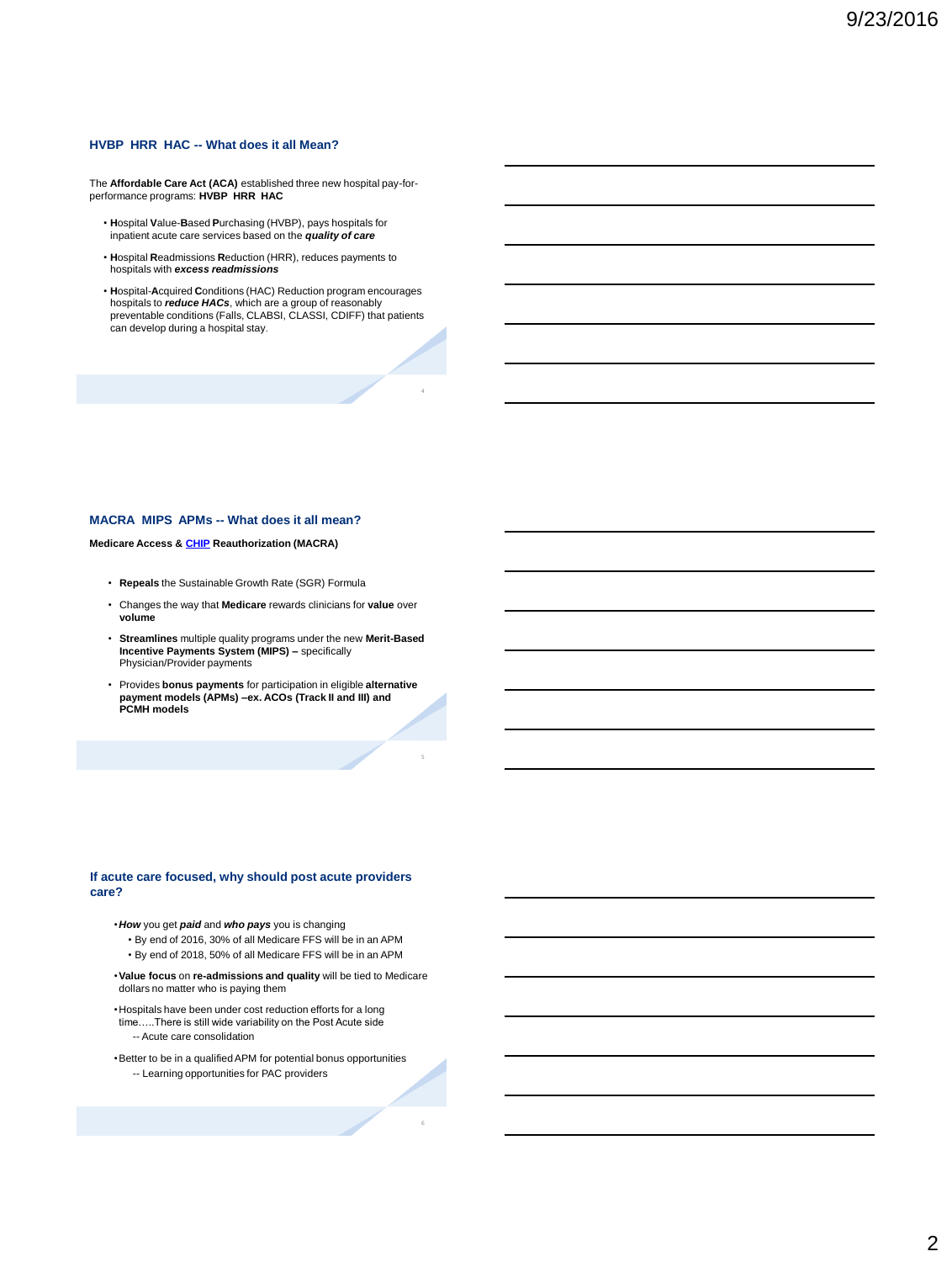## HVBP HRR HAC -- What does it all Mean?

The **Affordable Care Act (ACA)** established three new hospital pay-for-performance programs: **HVBP HRR HAC**

- **H**ospital **V**alue-**B**ased **P**urchasing (HVBP), pays hospitals for inpatient acute care services based on the ***quality of care***
- **H**ospital **R**eadmissions **R**eduction (HRR), reduces payments to hospitals with ***excess readmissions***
- **H**ospital-**A**cquired **C**onditions (HAC) Reduction program encourages hospitals to ***reduce HACs***, which are a group of reasonably preventable conditions (Falls, CLABSI, CLASSI, CDIFF) that patients can develop during a hospital stay.

## MACRA MIPS APMs -- What does it all mean?

**Medicare Access & CHIP Reauthorization (MACRA)**

- **Repeals** the Sustainable Growth Rate (SGR) Formula
- Changes the way that **Medicare** rewards clinicians for **value** over **volume**
- **Streamlines** multiple quality programs under the new **Merit-Based Incentive Payments System (MIPS) –** specifically Physician/Provider payments
- Provides **bonus payments** for participation in eligible **alternative payment models (APMs) –ex. ACOs (Track II and III) and PCMH models**

## If acute care focused, why should post acute providers care?

- ***How*** you get ***paid*** and ***who pays*** you is changing
  - By end of 2016, 30% of all Medicare FFS will be in an APM
  - By end of 2018, 50% of all Medicare FFS will be in an APM
- **Value focus** on **re-admissions and quality** will be tied to Medicare dollars no matter who is paying them
- Hospitals have been under cost reduction efforts for a long time…..There is still wide variability on the Post Acute side
  - -- Acute care consolidation
- Better to be in a qualified APM for potential bonus opportunities
  - -- Learning opportunities for PAC providers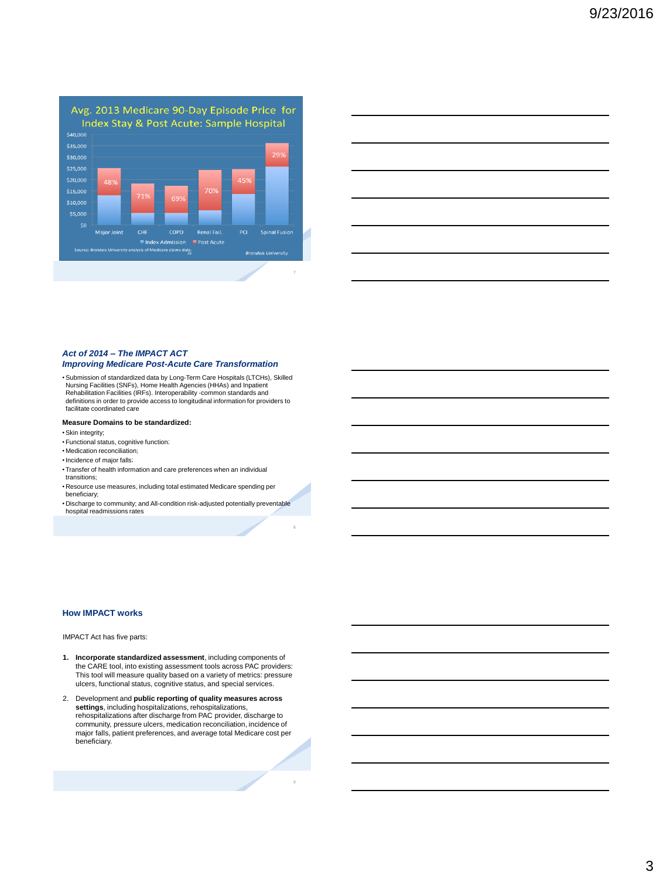## Avg. 2013 Medicare 90-Day Episode Price for Index Stay & Post Acute: Sample Hospital

| | Major Joint | CHF | COPD | Renal Fail. | PCI | Spinal Fusion |
|---|---|---|---|---|---|---|
| Post Acute share | 48% | 71% | 69% | 70% | 45% | 29% |

Index Admission · Post Acute

Source: Brandeis University analysis of Medicare claims data.

Brandeis University

### *Act of 2014 – The IMPACT ACT*
### *Improving Medicare Post-Acute Care Transformation*

- Submission of standardized data by Long-Term Care Hospitals (LTCHs), Skilled Nursing Facilities (SNFs), Home Health Agencies (HHAs) and Inpatient Rehabilitation Facilities (IRFs). Interoperability -common standards and definitions in order to provide access to longitudinal information for providers to facilitate coordinated care

**Measure Domains to be standardized:**

- Skin integrity;
- Functional status, cognitive function;
- Medication reconciliation;
- Incidence of major falls;
- Transfer of health information and care preferences when an individual transitions;
- Resource use measures, including total estimated Medicare spending per beneficiary;
- Discharge to community; and All-condition risk-adjusted potentially preventable hospital readmissions rates

### How IMPACT works

IMPACT Act has five parts:

1. **Incorporate standardized assessment**, including components of the CARE tool, into existing assessment tools across PAC providers: This tool will measure quality based on a variety of metrics: pressure ulcers, functional status, cognitive status, and special services.
2. Development and **public reporting of quality measures across settings**, including hospitalizations, rehospitalizations, rehospitalizations after discharge from PAC provider, discharge to community, pressure ulcers, medication reconciliation, incidence of major falls, patient preferences, and average total Medicare cost per beneficiary.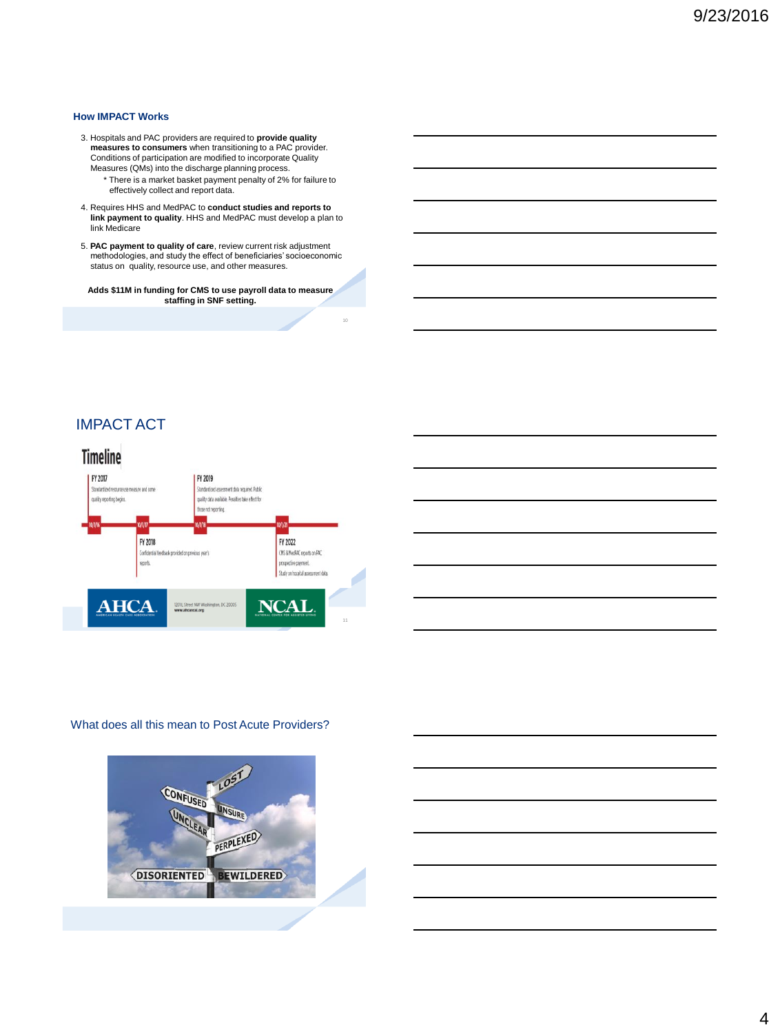## How IMPACT Works

3. Hospitals and PAC providers are required to **provide quality measures to consumers** when transitioning to a PAC provider. Conditions of participation are modified to incorporate Quality Measures (QMs) into the discharge planning process.
   * There is a market basket payment penalty of 2% for failure to effectively collect and report data.
4. Requires HHS and MedPAC to **conduct studies and reports to link payment to quality**. HHS and MedPAC must develop a plan to link Medicare
5. **PAC payment to quality of care**, review current risk adjustment methodologies, and study the effect of beneficiaries' socioeconomic status on quality, resource use, and other measures.

**Adds $11M in funding for CMS to use payroll data to measure staffing in SNF setting.**

## IMPACT ACT

### Timeline

- **10/1/16 — FY 2017**: Standardized resource use measure and some quality reporting begins.
- **10/1/17 — FY 2018**: Confidential feedback provided on previous year's reports.
- **10/1/18 — FY 2019**: Standardized assessment data required. Public quality data available. Penalties take effect for those not reporting.
- **10/1/21 — FY 2022**: CMS & MedPAC reports on PAC prospective payment. Study on hospital assessment data.

AHCA — 1201 L Street NW Washington, DC 20005 www.ahcancal.org — NCAL

## What does all this mean to Post Acute Providers?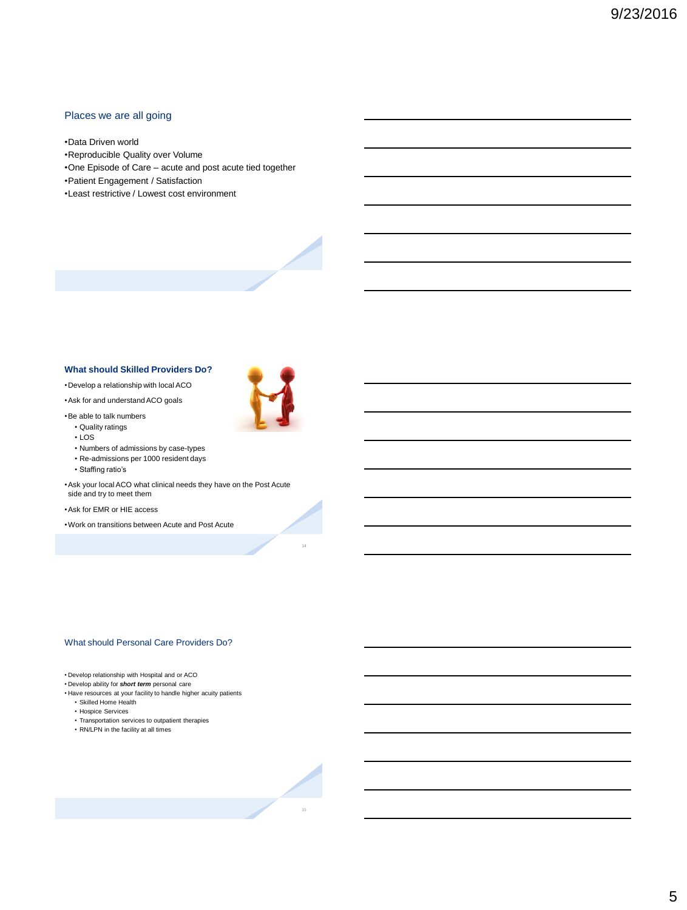## Places we are all going

- Data Driven world
- Reproducible Quality over Volume
- One Episode of Care – acute and post acute tied together
- Patient Engagement / Satisfaction
- Least restrictive / Lowest cost environment

## What should Skilled Providers Do?

- Develop a relationship with local ACO
- Ask for and understand ACO goals
- Be able to talk numbers
  - Quality ratings
  - LOS
  - Numbers of admissions by case-types
  - Re-admissions per 1000 resident days
  - Staffing ratio's
- Ask your local ACO what clinical needs they have on the Post Acute side and try to meet them
- Ask for EMR or HIE access
- Work on transitions between Acute and Post Acute

## What should Personal Care Providers Do?

- Develop relationship with Hospital and or ACO
- Develop ability for ***short term*** personal care
- Have resources at your facility to handle higher acuity patients
  - Skilled Home Health
  - Hospice Services
  - Transportation services to outpatient therapies
  - RN/LPN in the facility at all times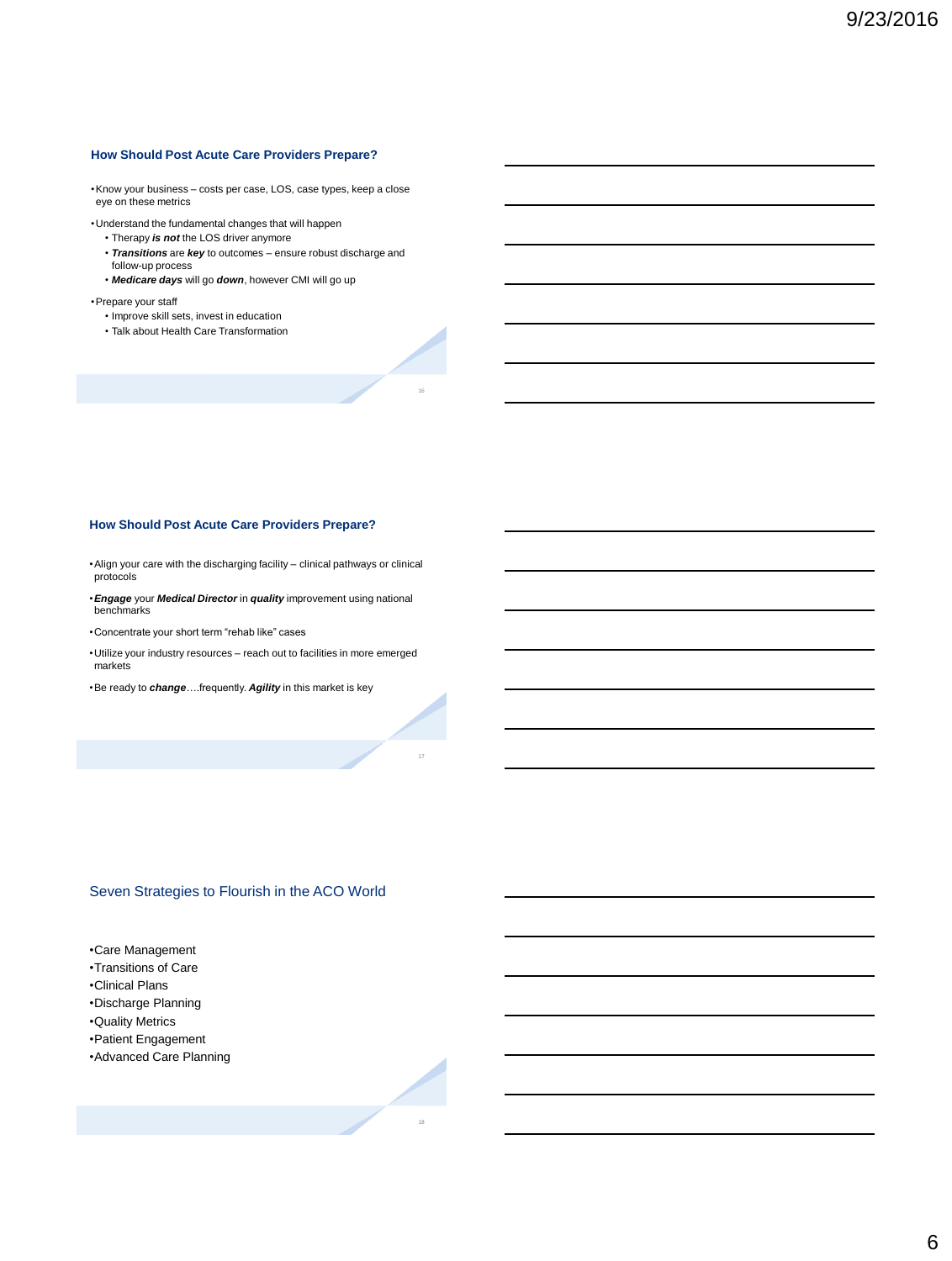## How Should Post Acute Care Providers Prepare?

- Know your business – costs per case, LOS, case types, keep a close eye on these metrics
- Understand the fundamental changes that will happen
  - Therapy ***is not*** the LOS driver anymore
  - ***Transitions*** are ***key*** to outcomes – ensure robust discharge and follow-up process
  - ***Medicare days*** will go ***down***, however CMI will go up
- Prepare your staff
  - Improve skill sets, invest in education
  - Talk about Health Care Transformation

## How Should Post Acute Care Providers Prepare?

- Align your care with the discharging facility – clinical pathways or clinical protocols
- ***Engage*** your ***Medical Director*** in ***quality*** improvement using national benchmarks
- Concentrate your short term "rehab like" cases
- Utilize your industry resources – reach out to facilities in more emerged markets
- Be ready to ***change***….frequently. ***Agility*** in this market is key

## Seven Strategies to Flourish in the ACO World

- Care Management
- Transitions of Care
- Clinical Plans
- Discharge Planning
- Quality Metrics
- Patient Engagement
- Advanced Care Planning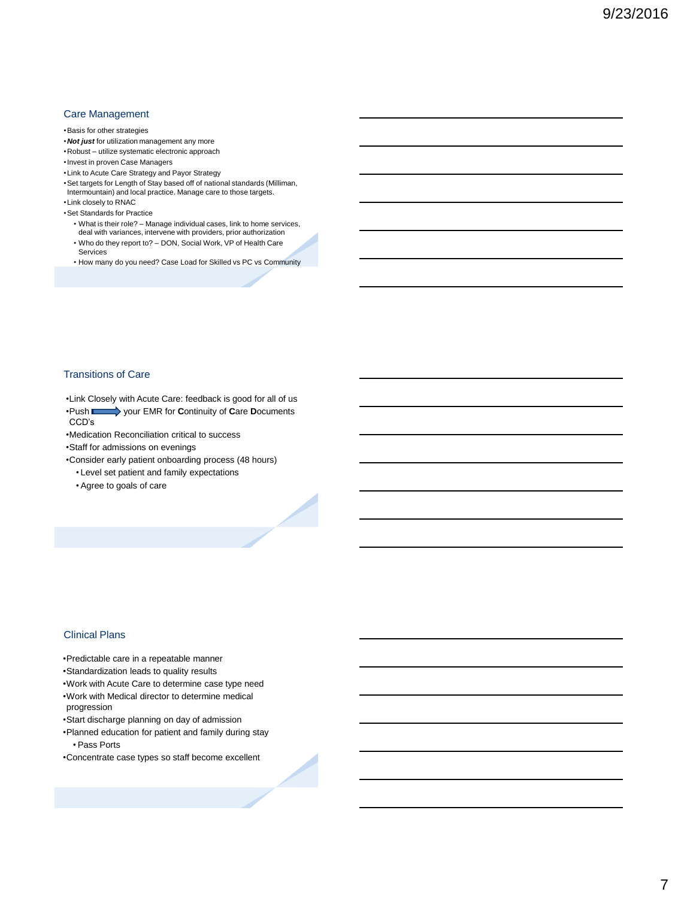## Care Management

- Basis for other strategies
- ***Not just*** for utilization management any more
- Robust – utilize systematic electronic approach
- Invest in proven Case Managers
- Link to Acute Care Strategy and Payor Strategy
- Set targets for Length of Stay based off of national standards (Milliman, Intermountain) and local practice. Manage care to those targets.
- Link closely to RNAC
- Set Standards for Practice
  - What is their role? – Manage individual cases, link to home services, deal with variances, intervene with providers, prior authorization
  - Who do they report to? – DON, Social Work, VP of Health Care Services
  - How many do you need? Case Load for Skilled vs PC vs Community

## Transitions of Care

- Link Closely with Acute Care: feedback is good for all of us
- Push ⟹ your EMR for **C**ontinuity of **C**are **D**ocuments CCD's
- Medication Reconciliation critical to success
- Staff for admissions on evenings
- Consider early patient onboarding process (48 hours)
  - Level set patient and family expectations
  - Agree to goals of care

## Clinical Plans

- Predictable care in a repeatable manner
- Standardization leads to quality results
- Work with Acute Care to determine case type need
- Work with Medical director to determine medical progression
- Start discharge planning on day of admission
- Planned education for patient and family during stay
  - Pass Ports
- Concentrate case types so staff become excellent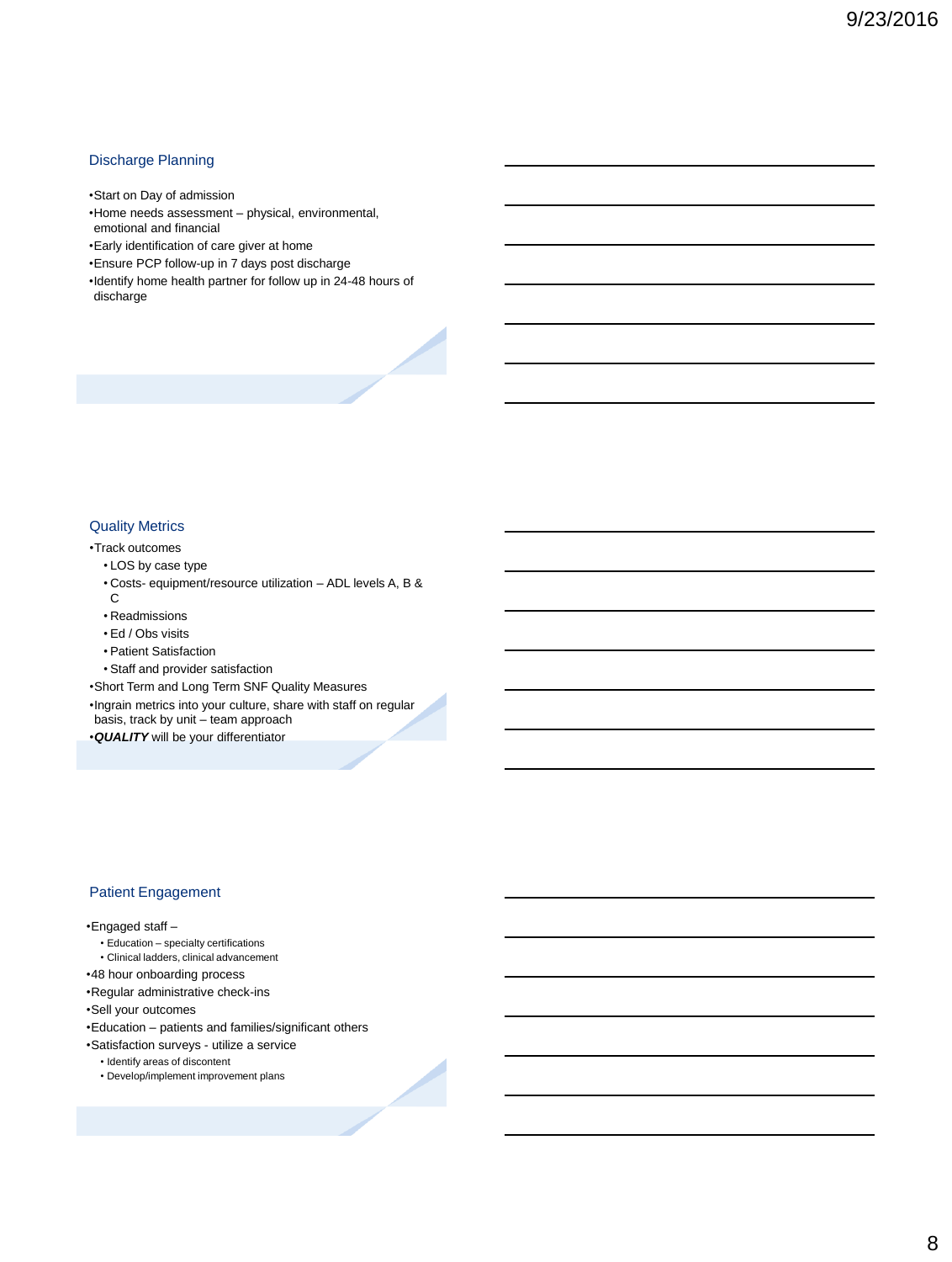## Discharge Planning

- Start on Day of admission
- Home needs assessment – physical, environmental, emotional and financial
- Early identification of care giver at home
- Ensure PCP follow-up in 7 days post discharge
- Identify home health partner for follow up in 24-48 hours of discharge

## Quality Metrics

- Track outcomes
  - LOS by case type
  - Costs- equipment/resource utilization – ADL levels A, B & C
  - Readmissions
  - Ed / Obs visits
  - Patient Satisfaction
  - Staff and provider satisfaction
- Short Term and Long Term SNF Quality Measures
- Ingrain metrics into your culture, share with staff on regular basis, track by unit – team approach
- ***QUALITY*** will be your differentiator

## Patient Engagement

- Engaged staff –
  - Education – specialty certifications
  - Clinical ladders, clinical advancement
- 48 hour onboarding process
- Regular administrative check-ins
- Sell your outcomes
- Education – patients and families/significant others
- Satisfaction surveys - utilize a service
  - Identify areas of discontent
  - Develop/implement improvement plans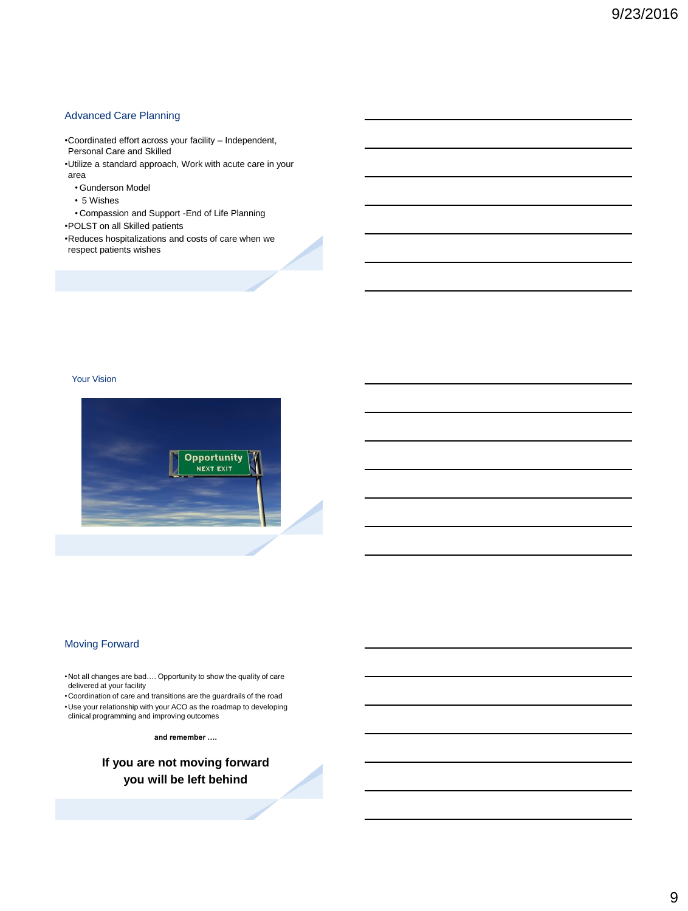## Advanced Care Planning

- Coordinated effort across your facility – Independent, Personal Care and Skilled
- Utilize a standard approach, Work with acute care in your area
  - Gunderson Model
  - 5 Wishes
  - Compassion and Support -End of Life Planning
- POLST on all Skilled patients
- Reduces hospitalizations and costs of care when we respect patients wishes

## Your Vision

## Moving Forward

- Not all changes are bad…. Opportunity to show the quality of care delivered at your facility
- Coordination of care and transitions are the guardrails of the road
- Use your relationship with your ACO as the roadmap to developing clinical programming and improving outcomes

**and remember ….**

**If you are not moving forward you will be left behind**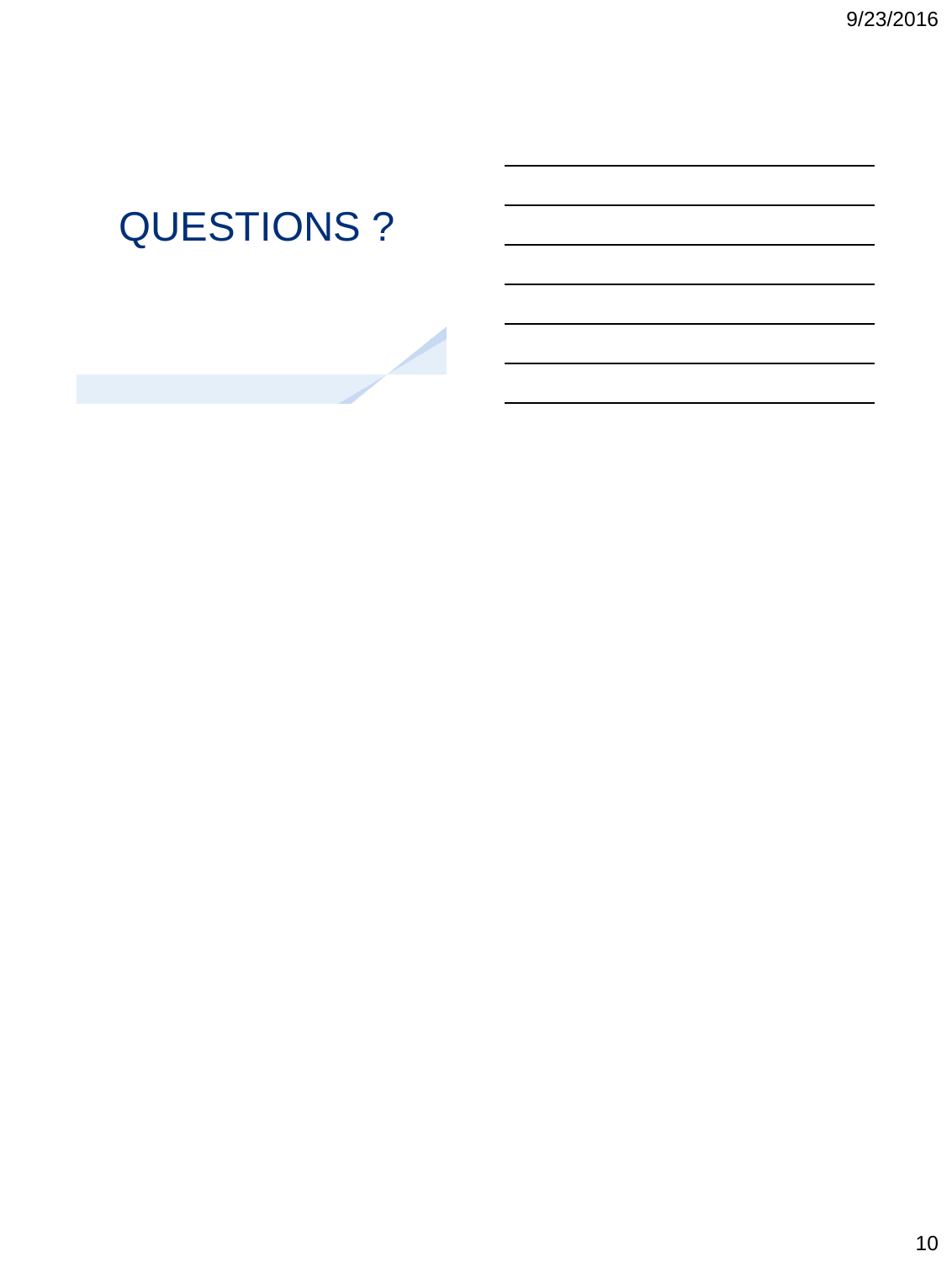# QUESTIONS ?